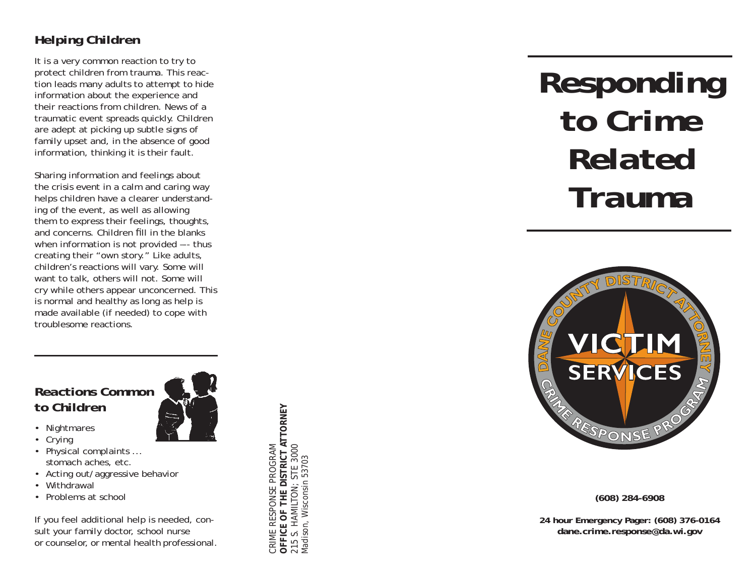## Helping Children

It is a very common reaction to try to protect children from trauma. This reaction leads many adults to attempt to hide information about the experience and their reactions from children. News of a traumatic event spreads quickly. Children are adept at picking up subtle signs of family upset and, in the absence of good information, thinking it is their fault.

Sharing information and feelings about the crisis event in a calm and caring way helps children have a clearer understanding of the event, as well as allowing them to express their feelings, thoughts, and concerns. Children fill in the blanks when information is not provided —- thus creating their "own story." Like adults, children's reactions will vary. Some will want to talk, others will not. Some will cry while others appear unconcerned. This is normal and healthy as long as help is made available (if needed) to cope with troublesome reactions.

## Reactions Common to Children

- Nightmares
- Crying
- Physical complaints ... stomach aches, etc.
- Acting out/aggressive behavior
- Withdrawal
- Problems at school

If you feel additional help is needed, consult your family doctor, school nurse or counselor, or mental health professional.

CRIME RESPONSE PROGRAM
**OFFICE OF THE DISTRICT ATTORNEY**
215 S. HAMILTON; STE 3000
Madison, Wisconsin 53703

# Responding to Crime Related Trauma

DANE COUNTY DISTRICT ATTORNEY
VICTIM SERVICES
CRIME RESPONSE PROGRAM

**(608) 284-6908**

**24 hour Emergency Pager: (608) 376-0164**
**dane.crime.response@da.wi.gov**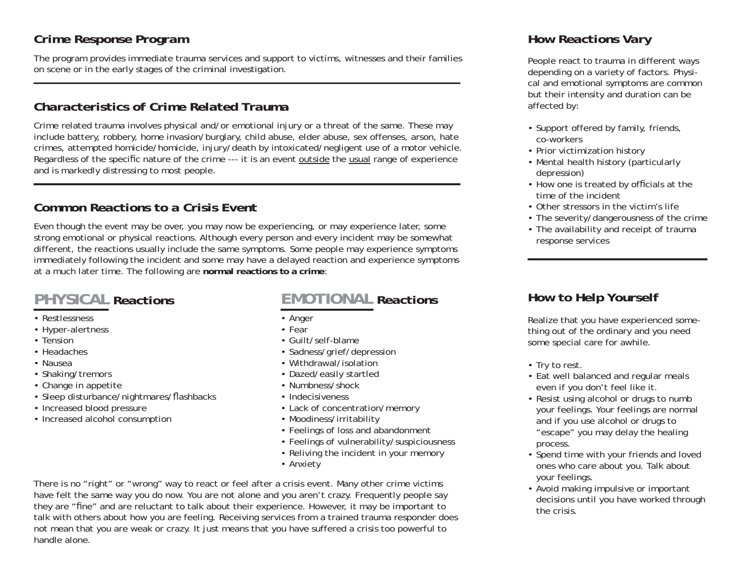## Crime Response Program

The program provides immediate trauma services and support to victims, witnesses and their families on scene or in the early stages of the criminal investigation.

## Characteristics of Crime Related Trauma

Crime related trauma involves physical and/or emotional injury or a threat of the same. These may include battery, robbery, home invasion/burglary, child abuse, elder abuse, sex offenses, arson, hate crimes, attempted homicide/homicide, injury/death by intoxicated/negligent use of a motor vehicle. Regardless of the specific nature of the crime --- it is an event outside the usual range of experience and is markedly distressing to most people.

## Common Reactions to a Crisis Event

Even though the event may be over, you may now be experiencing, or may experience later, some strong emotional or physical reactions. Although every person and every incident may be somewhat different, the reactions usually include the same symptoms. Some people may experience symptoms immediately following the incident and some may have a delayed reaction and experience symptoms at a much later time. The following are **normal reactions to a crime**:

### PHYSICAL Reactions

- Restlessness
- Hyper-alertness
- Tension
- Headaches
- Nausea
- Shaking/tremors
- Change in appetite
- Sleep disturbance/nightmares/flashbacks
- Increased blood pressure
- Increased alcohol consumption

### EMOTIONAL Reactions

- Anger
- Fear
- Guilt/self-blame
- Sadness/grief/depression
- Withdrawal/isolation
- Dazed/easily startled
- Numbness/shock
- Indecisiveness
- Lack of concentration/memory
- Moodiness/irritability
- Feelings of loss and abandonment
- Feelings of vulnerability/suspiciousness
- Reliving the incident in your memory
- Anxiety

There is no “right” or “wrong” way to react or feel after a crisis event. Many other crime victims have felt the same way you do now. You are not alone and you aren’t crazy. Frequently people say they are “fine” and are reluctant to talk about their experience. However, it may be important to talk with others about how you are feeling. Receiving services from a trained trauma responder does not mean that you are weak or crazy. It just means that you have suffered a crisis too powerful to handle alone.

## How Reactions Vary

People react to trauma in different ways depending on a variety of factors. Physical and emotional symptoms are common but their intensity and duration can be affected by:

- Support offered by family, friends, co-workers
- Prior victimization history
- Mental health history (particularly depression)
- How one is treated by officials at the time of the incident
- Other stressors in the victim’s life
- The severity/dangerousness of the crime
- The availability and receipt of trauma response services

## How to Help Yourself

Realize that you have experienced something out of the ordinary and you need some special care for awhile.

- Try to rest.
- Eat well balanced and regular meals even if you don’t feel like it.
- Resist using alcohol or drugs to numb your feelings. Your feelings are normal and if you use alcohol or drugs to “escape” you may delay the healing process.
- Spend time with your friends and loved ones who care about you. Talk about your feelings.
- Avoid making impulsive or important decisions until you have worked through the crisis.